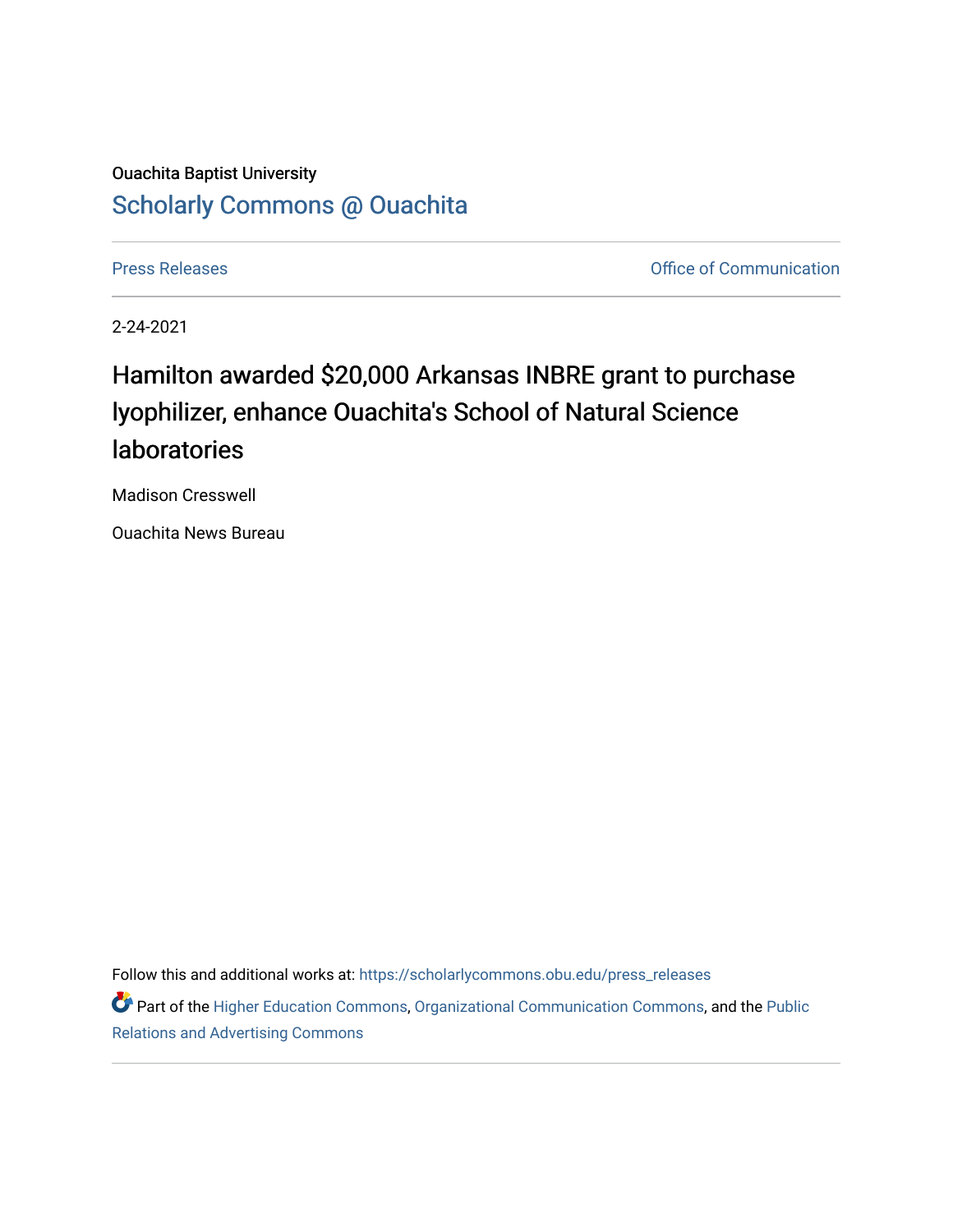Ouachita Baptist University

## Scholarly Commons @ Ouachita

Press Releases | Office of Communication

2-24-2021

# Hamilton awarded $20,000 Arkansas INBRE grant to purchase lyophilizer, enhance Ouachita's School of Natural Science laboratories

Madison Cresswell

Ouachita News Bureau

Follow this and additional works at: https://scholarlycommons.obu.edu/press_releases

Part of the Higher Education Commons, Organizational Communication Commons, and the Public Relations and Advertising Commons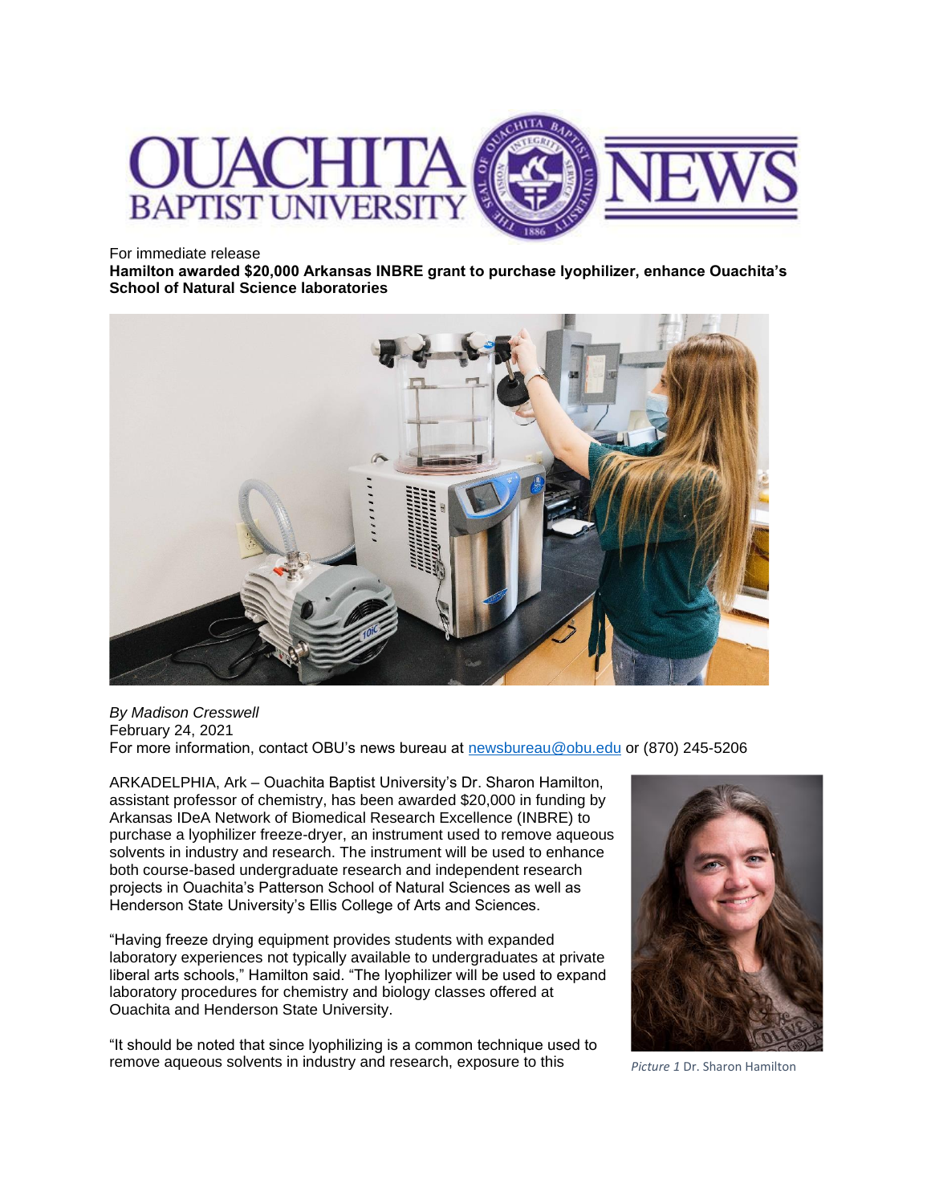For immediate release

**Hamilton awarded $20,000 Arkansas INBRE grant to purchase lyophilizer, enhance Ouachita's School of Natural Science laboratories**

*By Madison Cresswell*
February 24, 2021
For more information, contact OBU's news bureau at newsbureau@obu.edu or (870) 245-5206

ARKADELPHIA, Ark – Ouachita Baptist University's Dr. Sharon Hamilton, assistant professor of chemistry, has been awarded $20,000 in funding by Arkansas IDeA Network of Biomedical Research Excellence (INBRE) to purchase a lyophilizer freeze-dryer, an instrument used to remove aqueous solvents in industry and research. The instrument will be used to enhance both course-based undergraduate research and independent research projects in Ouachita's Patterson School of Natural Sciences as well as Henderson State University's Ellis College of Arts and Sciences.

"Having freeze drying equipment provides students with expanded laboratory experiences not typically available to undergraduates at private liberal arts schools," Hamilton said. "The lyophilizer will be used to expand laboratory procedures for chemistry and biology classes offered at Ouachita and Henderson State University.

*Picture 1* Dr. Sharon Hamilton

"It should be noted that since lyophilizing is a common technique used to remove aqueous solvents in industry and research, exposure to this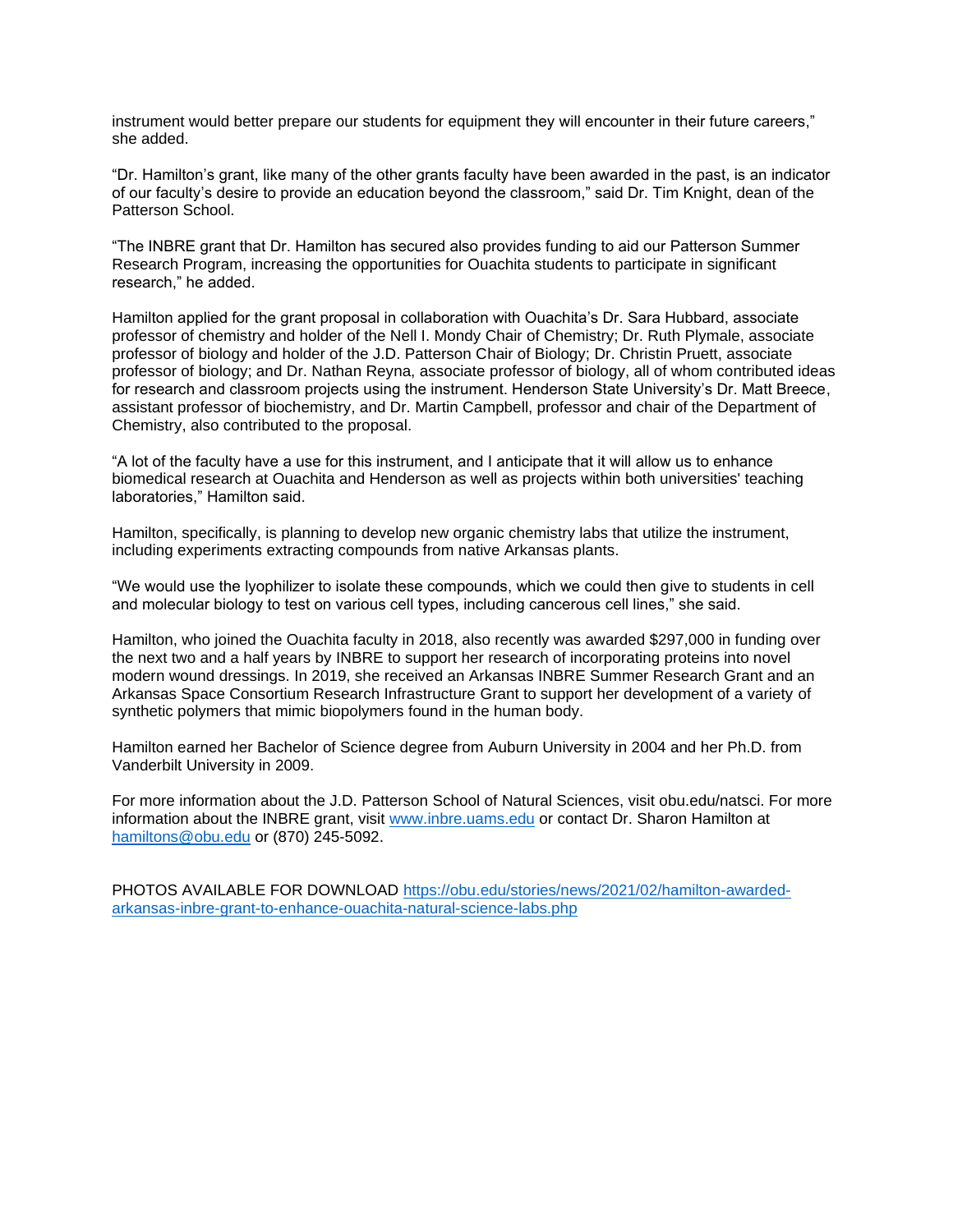instrument would better prepare our students for equipment they will encounter in their future careers," she added.

"Dr. Hamilton's grant, like many of the other grants faculty have been awarded in the past, is an indicator of our faculty's desire to provide an education beyond the classroom," said Dr. Tim Knight, dean of the Patterson School.

"The INBRE grant that Dr. Hamilton has secured also provides funding to aid our Patterson Summer Research Program, increasing the opportunities for Ouachita students to participate in significant research," he added.

Hamilton applied for the grant proposal in collaboration with Ouachita's Dr. Sara Hubbard, associate professor of chemistry and holder of the Nell I. Mondy Chair of Chemistry; Dr. Ruth Plymale, associate professor of biology and holder of the J.D. Patterson Chair of Biology; Dr. Christin Pruett, associate professor of biology; and Dr. Nathan Reyna, associate professor of biology, all of whom contributed ideas for research and classroom projects using the instrument. Henderson State University's Dr. Matt Breece, assistant professor of biochemistry, and Dr. Martin Campbell, professor and chair of the Department of Chemistry, also contributed to the proposal.

"A lot of the faculty have a use for this instrument, and I anticipate that it will allow us to enhance biomedical research at Ouachita and Henderson as well as projects within both universities' teaching laboratories," Hamilton said.

Hamilton, specifically, is planning to develop new organic chemistry labs that utilize the instrument, including experiments extracting compounds from native Arkansas plants.

"We would use the lyophilizer to isolate these compounds, which we could then give to students in cell and molecular biology to test on various cell types, including cancerous cell lines," she said.

Hamilton, who joined the Ouachita faculty in 2018, also recently was awarded $297,000 in funding over the next two and a half years by INBRE to support her research of incorporating proteins into novel modern wound dressings. In 2019, she received an Arkansas INBRE Summer Research Grant and an Arkansas Space Consortium Research Infrastructure Grant to support her development of a variety of synthetic polymers that mimic biopolymers found in the human body.

Hamilton earned her Bachelor of Science degree from Auburn University in 2004 and her Ph.D. from Vanderbilt University in 2009.

For more information about the J.D. Patterson School of Natural Sciences, visit obu.edu/natsci. For more information about the INBRE grant, visit www.inbre.uams.edu or contact Dr. Sharon Hamilton at hamiltons@obu.edu or (870) 245-5092.

PHOTOS AVAILABLE FOR DOWNLOAD https://obu.edu/stories/news/2021/02/hamilton-awarded-arkansas-inbre-grant-to-enhance-ouachita-natural-science-labs.php